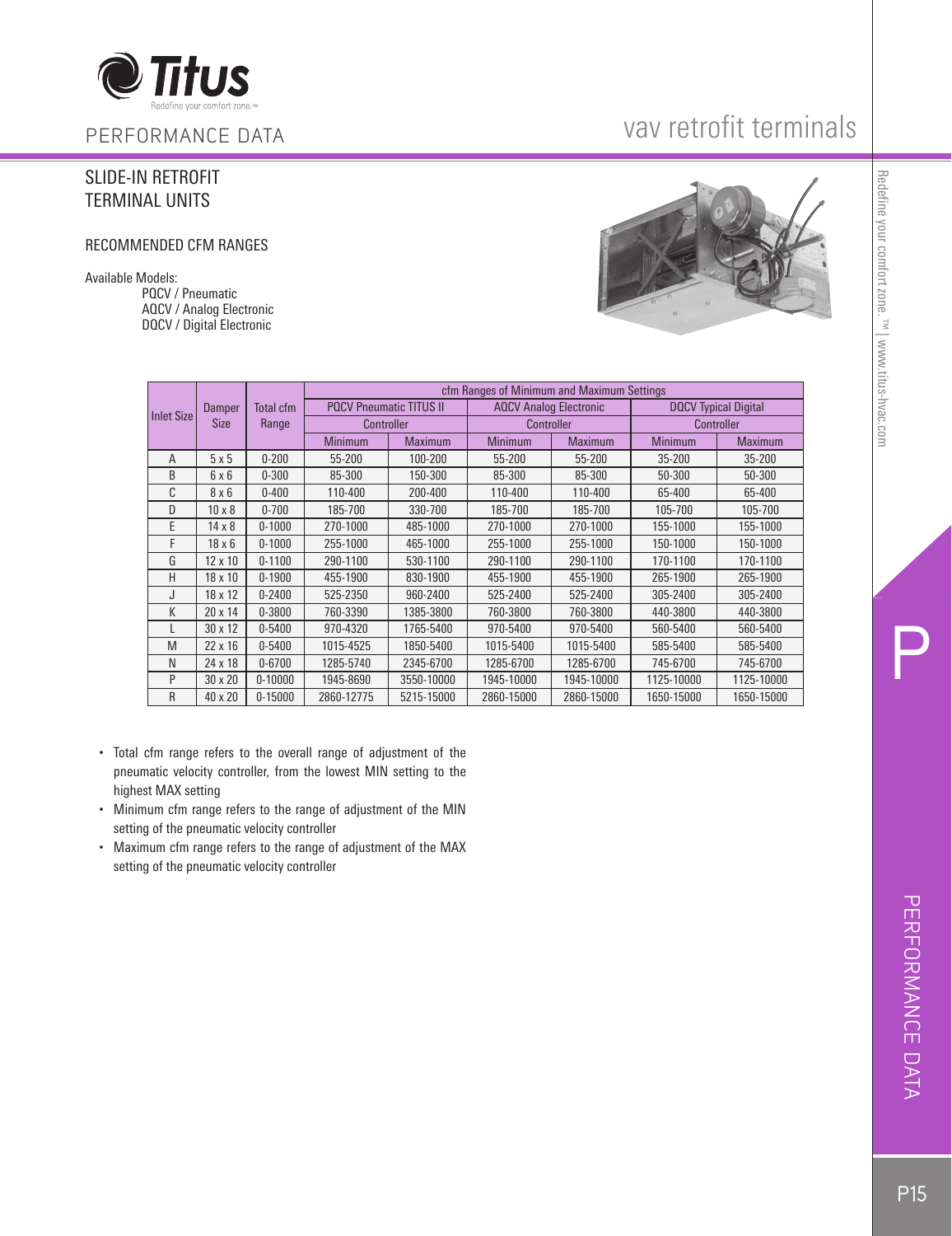# PERFORMANCE DATA

# vav retrofit terminals

## SLIDE-IN RETROFIT TERMINAL UNITS

### RECOMMENDED CFM RANGES

Available Models:

PQCV / Pneumatic
AQCV / Analog Electronic
DQCV / Digital Electronic

| Inlet Size | Damper Size | Total cfm Range | cfm Ranges of Minimum and Maximum Settings | | | | | |
|---|---|---|---|---|---|---|---|---|
| | | | PQCV Pneumatic TITUS II Controller | | AQCV Analog Electronic Controller | | DQCV Typical Digital Controller | |
| | | | Minimum | Maximum | Minimum | Maximum | Minimum | Maximum |
| A | 5 x 5 | 0-200 | 55-200 | 100-200 | 55-200 | 55-200 | 35-200 | 35-200 |
| B | 6 x 6 | 0-300 | 85-300 | 150-300 | 85-300 | 85-300 | 50-300 | 50-300 |
| C | 8 x 6 | 0-400 | 110-400 | 200-400 | 110-400 | 110-400 | 65-400 | 65-400 |
| D | 10 x 8 | 0-700 | 185-700 | 330-700 | 185-700 | 185-700 | 105-700 | 105-700 |
| E | 14 x 8 | 0-1000 | 270-1000 | 485-1000 | 270-1000 | 270-1000 | 155-1000 | 155-1000 |
| F | 18 x 6 | 0-1000 | 255-1000 | 465-1000 | 255-1000 | 255-1000 | 150-1000 | 150-1000 |
| G | 12 x 10 | 0-1100 | 290-1100 | 530-1100 | 290-1100 | 290-1100 | 170-1100 | 170-1100 |
| H | 18 x 10 | 0-1900 | 455-1900 | 830-1900 | 455-1900 | 455-1900 | 265-1900 | 265-1900 |
| J | 18 x 12 | 0-2400 | 525-2350 | 960-2400 | 525-2400 | 525-2400 | 305-2400 | 305-2400 |
| K | 20 x 14 | 0-3800 | 760-3390 | 1385-3800 | 760-3800 | 760-3800 | 440-3800 | 440-3800 |
| L | 30 x 12 | 0-5400 | 970-4320 | 1765-5400 | 970-5400 | 970-5400 | 560-5400 | 560-5400 |
| M | 22 x 16 | 0-5400 | 1015-4525 | 1850-5400 | 1015-5400 | 1015-5400 | 585-5400 | 585-5400 |
| N | 24 x 18 | 0-6700 | 1285-5740 | 2345-6700 | 1285-6700 | 1285-6700 | 745-6700 | 745-6700 |
| P | 30 x 20 | 0-10000 | 1945-8690 | 3550-10000 | 1945-10000 | 1945-10000 | 1125-10000 | 1125-10000 |
| R | 40 x 20 | 0-15000 | 2860-12775 | 5215-15000 | 2860-15000 | 2860-15000 | 1650-15000 | 1650-15000 |

- Total cfm range refers to the overall range of adjustment of the pneumatic velocity controller, from the lowest MIN setting to the highest MAX setting
- Minimum cfm range refers to the range of adjustment of the MIN setting of the pneumatic velocity controller
- Maximum cfm range refers to the range of adjustment of the MAX setting of the pneumatic velocity controller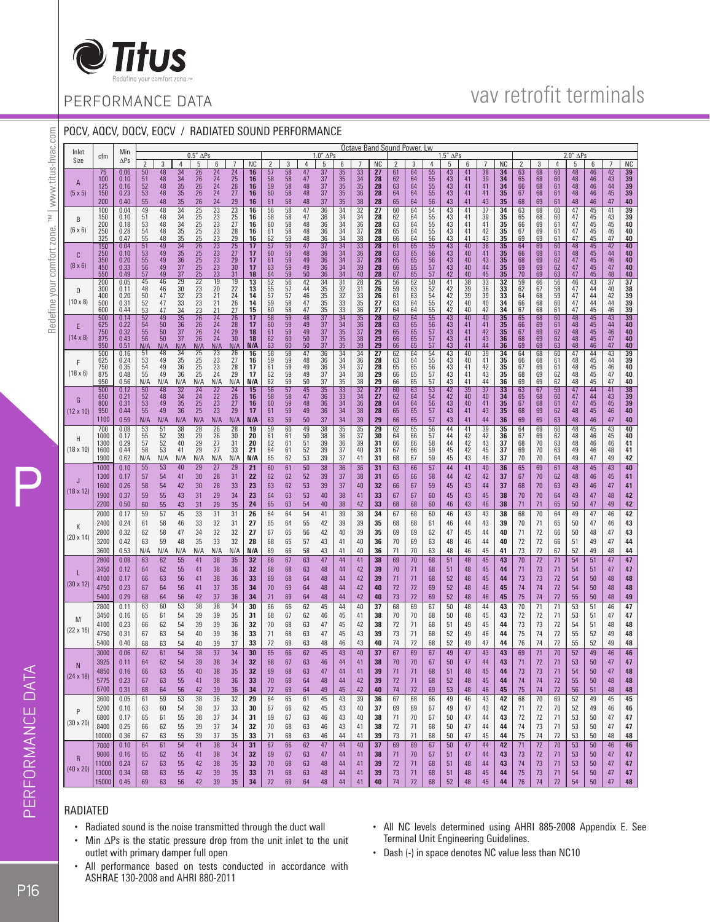# PERFORMANCE DATA

# vav retrofit terminals

## PQCV, AQCV, DQCV, EQCV / RADIATED SOUND PERFORMANCE

| Inlet Size | cfm | Min ΔPs | 0.5" ΔPs 2 | 3 | 4 | 5 | 6 | 7 | NC | 1.0" ΔPs 2 | 3 | 4 | 5 | 6 | 7 | NC | 1.5" ΔPs 2 | 3 | 4 | 5 | 6 | 7 | NC | 2.0" ΔPs 2 | 3 | 4 | 5 | 6 | 7 | NC |
|---|---|---|---|---|---|---|---|---|---|---|---|---|---|---|---|---|---|---|---|---|---|---|---|---|---|---|---|---|---|---|
| A (5 x 5) | 75 | 0.06 | 50 | 48 | 34 | 26 | 24 | 24 | 16 | 57 | 58 | 47 | 37 | 35 | 33 | 27 | 61 | 64 | 55 | 43 | 41 | 38 | 34 | 63 | 68 | 60 | 48 | 46 | 42 | 39 |
| | 100 | 0.10 | 51 | 48 | 34 | 26 | 24 | 25 | 16 | 58 | 58 | 47 | 37 | 35 | 34 | 28 | 62 | 64 | 55 | 43 | 41 | 39 | 34 | 65 | 68 | 60 | 48 | 46 | 43 | 39 |
| | 125 | 0.16 | 52 | 48 | 35 | 26 | 24 | 26 | 16 | 59 | 58 | 48 | 37 | 35 | 35 | 28 | 63 | 64 | 55 | 43 | 41 | 41 | 34 | 66 | 68 | 61 | 48 | 46 | 44 | 39 |
| | 150 | 0.23 | 53 | 48 | 35 | 26 | 24 | 27 | 16 | 60 | 58 | 48 | 37 | 35 | 36 | 28 | 64 | 64 | 55 | 43 | 41 | 41 | 35 | 67 | 68 | 61 | 48 | 46 | 45 | 39 |
| | 200 | 0.40 | 55 | 48 | 35 | 26 | 24 | 29 | 16 | 61 | 58 | 48 | 37 | 35 | 38 | 28 | 65 | 64 | 56 | 43 | 41 | 43 | 35 | 68 | 69 | 61 | 48 | 46 | 47 | 40 |
| B (6 x 6) | 100 | 0.04 | 49 | 48 | 34 | 25 | 23 | 23 | 16 | 56 | 58 | 47 | 36 | 34 | 32 | 27 | 60 | 64 | 54 | 43 | 41 | 37 | 34 | 63 | 68 | 60 | 47 | 45 | 41 | 39 |
| | 150 | 0.10 | 51 | 48 | 34 | 25 | 23 | 25 | 16 | 58 | 58 | 47 | 36 | 34 | 34 | 28 | 62 | 64 | 55 | 43 | 41 | 39 | 35 | 65 | 68 | 60 | 47 | 45 | 43 | 39 |
| | 200 | 0.18 | 53 | 48 | 34 | 25 | 23 | 27 | 16 | 60 | 58 | 48 | 36 | 34 | 36 | 28 | 63 | 64 | 55 | 43 | 41 | 41 | 35 | 66 | 69 | 61 | 47 | 45 | 45 | 40 |
| | 250 | 0.28 | 54 | 48 | 35 | 25 | 23 | 28 | 16 | 61 | 58 | 48 | 36 | 34 | 37 | 28 | 65 | 64 | 55 | 43 | 41 | 42 | 35 | 67 | 69 | 61 | 47 | 45 | 46 | 40 |
| | 325 | 0.47 | 55 | 48 | 35 | 25 | 23 | 29 | 16 | 62 | 59 | 48 | 36 | 34 | 38 | 28 | 66 | 64 | 56 | 43 | 41 | 43 | 35 | 69 | 69 | 61 | 47 | 45 | 47 | 40 |
| C (8 x 6) | 150 | 0.04 | 51 | 49 | 34 | 26 | 23 | 25 | 17 | 57 | 59 | 47 | 37 | 34 | 33 | 28 | 61 | 65 | 55 | 43 | 40 | 38 | 35 | 64 | 69 | 60 | 48 | 45 | 42 | 40 |
| | 250 | 0.10 | 53 | 49 | 35 | 25 | 23 | 27 | 17 | 60 | 59 | 48 | 36 | 34 | 36 | 28 | 63 | 65 | 56 | 43 | 40 | 41 | 35 | 66 | 69 | 61 | 48 | 45 | 44 | 40 |
| | 350 | 0.20 | 55 | 49 | 36 | 25 | 23 | 29 | 17 | 61 | 59 | 49 | 36 | 34 | 37 | 28 | 65 | 65 | 56 | 43 | 40 | 43 | 35 | 68 | 69 | 62 | 47 | 45 | 46 | 40 |
| | 450 | 0.33 | 56 | 49 | 37 | 25 | 23 | 30 | 17 | 63 | 59 | 49 | 36 | 34 | 39 | 28 | 66 | 65 | 57 | 43 | 40 | 44 | 35 | 69 | 69 | 62 | 47 | 45 | 47 | 40 |
| | 550 | 0.49 | 57 | 49 | 37 | 25 | 23 | 31 | 18 | 64 | 59 | 50 | 36 | 34 | 40 | 28 | 67 | 65 | 57 | 42 | 40 | 45 | 35 | 70 | 69 | 63 | 47 | 45 | 48 | 40 |
| D (10 x 8) | 200 | 0.05 | 45 | 46 | 29 | 22 | 19 | 19 | 13 | 52 | 56 | 42 | 34 | 31 | 28 | 25 | 56 | 62 | 50 | 41 | 38 | 33 | 32 | 59 | 66 | 56 | 46 | 43 | 37 | 37 |
| | 300 | 0.11 | 48 | 46 | 30 | 23 | 20 | 22 | 13 | 55 | 57 | 44 | 35 | 32 | 31 | 26 | 59 | 63 | 52 | 42 | 39 | 36 | 33 | 62 | 67 | 58 | 47 | 44 | 40 | 38 |
| | 400 | 0.20 | 50 | 47 | 32 | 23 | 21 | 24 | 14 | 57 | 57 | 46 | 35 | 32 | 33 | 26 | 61 | 63 | 54 | 42 | 40 | 39 | 33 | 64 | 68 | 59 | 47 | 44 | 42 | 39 |
| | 500 | 0.31 | 52 | 47 | 33 | 23 | 21 | 26 | 14 | 59 | 58 | 47 | 35 | 33 | 35 | 27 | 63 | 64 | 55 | 42 | 40 | 40 | 34 | 66 | 68 | 60 | 47 | 44 | 44 | 39 |
| | 600 | 0.44 | 53 | 47 | 34 | 23 | 21 | 27 | 15 | 60 | 58 | 47 | 35 | 33 | 36 | 27 | 64 | 64 | 55 | 42 | 40 | 42 | 34 | 67 | 68 | 61 | 47 | 45 | 46 | 39 |
| E (14 x 8) | 500 | 0.14 | 52 | 49 | 35 | 26 | 24 | 26 | 17 | 58 | 59 | 48 | 37 | 34 | 35 | 28 | 62 | 64 | 55 | 43 | 40 | 40 | 35 | 65 | 68 | 60 | 48 | 45 | 43 | 39 |
| | 625 | 0.22 | 54 | 50 | 36 | 26 | 24 | 28 | 17 | 60 | 59 | 49 | 37 | 34 | 36 | 28 | 63 | 65 | 56 | 43 | 41 | 41 | 35 | 66 | 69 | 61 | 48 | 45 | 44 | 40 |
| | 750 | 0.32 | 55 | 50 | 37 | 26 | 24 | 29 | 18 | 61 | 59 | 49 | 37 | 35 | 37 | 29 | 65 | 65 | 57 | 43 | 41 | 42 | 35 | 67 | 69 | 62 | 48 | 45 | 46 | 40 |
| | 875 | 0.43 | 56 | 50 | 37 | 26 | 24 | 30 | 18 | 62 | 60 | 50 | 37 | 35 | 38 | 29 | 66 | 65 | 57 | 43 | 41 | 43 | 36 | 68 | 69 | 62 | 48 | 45 | 47 | 40 |
| | 950 | 0.51 | N/A | N/A | N/A | N/A | N/A | N/A | N/A | 63 | 60 | 50 | 37 | 35 | 39 | 29 | 66 | 65 | 57 | 43 | 41 | 44 | 36 | 69 | 69 | 63 | 48 | 45 | 48 | 40 |
| F (18 x 6) | 500 | 0.16 | 51 | 48 | 34 | 25 | 23 | 26 | 16 | 58 | 58 | 47 | 36 | 34 | 34 | 27 | 62 | 64 | 54 | 43 | 40 | 39 | 34 | 64 | 68 | 60 | 47 | 44 | 43 | 39 |
| | 625 | 0.24 | 53 | 49 | 35 | 25 | 23 | 27 | 16 | 59 | 59 | 48 | 36 | 34 | 36 | 28 | 63 | 64 | 55 | 43 | 40 | 41 | 35 | 66 | 68 | 61 | 48 | 45 | 44 | 39 |
| | 750 | 0.35 | 54 | 49 | 36 | 25 | 23 | 28 | 17 | 61 | 59 | 49 | 36 | 34 | 37 | 28 | 65 | 65 | 56 | 43 | 41 | 42 | 35 | 67 | 69 | 61 | 48 | 45 | 46 | 40 |
| | 875 | 0.48 | 55 | 49 | 36 | 25 | 24 | 29 | 17 | 62 | 59 | 49 | 37 | 34 | 38 | 29 | 66 | 65 | 57 | 43 | 41 | 43 | 35 | 68 | 69 | 62 | 48 | 45 | 47 | 40 |
| | 950 | 0.56 | N/A | N/A | N/A | N/A | N/A | N/A | N/A | 62 | 59 | 50 | 37 | 35 | 38 | 29 | 66 | 65 | 57 | 43 | 41 | 44 | 36 | 69 | 69 | 62 | 48 | 45 | 47 | 40 |
| G (12 x 10) | 500 | 0.12 | 50 | 48 | 32 | 24 | 22 | 24 | 15 | 56 | 57 | 45 | 35 | 33 | 32 | 27 | 60 | 63 | 53 | 42 | 39 | 37 | 33 | 63 | 67 | 59 | 47 | 44 | 41 | 38 |
| | 650 | 0.21 | 52 | 48 | 34 | 24 | 22 | 26 | 16 | 58 | 58 | 47 | 36 | 33 | 34 | 27 | 62 | 64 | 54 | 42 | 40 | 39 | 34 | 65 | 68 | 60 | 47 | 44 | 43 | 39 |
| | 800 | 0.31 | 53 | 49 | 35 | 25 | 23 | 27 | 16 | 60 | 59 | 48 | 36 | 34 | 36 | 28 | 64 | 64 | 56 | 43 | 40 | 41 | 34 | 67 | 68 | 61 | 47 | 45 | 43 | 39 |
| | 950 | 0.44 | 55 | 49 | 36 | 25 | 23 | 29 | 17 | 61 | 59 | 49 | 36 | 34 | 38 | 28 | 65 | 65 | 57 | 43 | 41 | 43 | 35 | 68 | 69 | 62 | 48 | 45 | 46 | 40 |
| | 1100 | 0.59 | N/A | N/A | N/A | N/A | N/A | N/A | N/A | 63 | 59 | 50 | 37 | 34 | 39 | 29 | 66 | 65 | 57 | 43 | 41 | 44 | 36 | 69 | 69 | 63 | 48 | 46 | 47 | 40 |
| H (18 x 10) | 700 | 0.08 | 53 | 51 | 38 | 28 | 26 | 28 | 19 | 59 | 60 | 49 | 38 | 35 | 35 | 29 | 62 | 65 | 56 | 44 | 41 | 39 | 35 | 64 | 69 | 60 | 48 | 45 | 43 | 40 |
| | 1000 | 0.17 | 55 | 52 | 39 | 29 | 26 | 30 | 20 | 61 | 61 | 50 | 38 | 36 | 37 | 30 | 64 | 66 | 57 | 44 | 42 | 42 | 36 | 67 | 69 | 62 | 48 | 46 | 45 | 40 |
| | 1300 | 0.29 | 57 | 52 | 40 | 29 | 27 | 31 | 20 | 62 | 61 | 51 | 39 | 36 | 39 | 31 | 66 | 66 | 58 | 44 | 42 | 43 | 37 | 68 | 70 | 63 | 48 | 46 | 46 | 41 |
| | 1600 | 0.44 | 58 | 53 | 41 | 29 | 27 | 33 | 21 | 64 | 61 | 52 | 39 | 37 | 40 | 31 | 67 | 66 | 59 | 45 | 42 | 45 | 37 | 69 | 70 | 63 | 49 | 46 | 48 | 41 |
| | 1900 | 0.62 | N/A | N/A | N/A | N/A | N/A | N/A | N/A | 65 | 62 | 53 | 39 | 37 | 41 | 31 | 68 | 67 | 59 | 45 | 43 | 46 | 37 | 70 | 70 | 64 | 49 | 47 | 49 | 42 |
| J (18 x 12) | 1000 | 0.10 | 55 | 53 | 40 | 29 | 27 | 29 | 21 | 60 | 61 | 50 | 38 | 36 | 36 | 31 | 63 | 66 | 57 | 44 | 41 | 40 | 36 | 65 | 69 | 61 | 48 | 45 | 43 | 40 |
| | 1300 | 0.17 | 57 | 54 | 41 | 30 | 28 | 31 | 22 | 62 | 62 | 52 | 39 | 37 | 38 | 31 | 65 | 66 | 58 | 44 | 42 | 42 | 37 | 67 | 70 | 62 | 48 | 46 | 45 | 41 |
| | 1600 | 0.26 | 58 | 54 | 42 | 30 | 28 | 33 | 23 | 63 | 62 | 53 | 39 | 37 | 40 | 32 | 66 | 67 | 59 | 45 | 43 | 44 | 37 | 68 | 70 | 63 | 49 | 46 | 47 | 41 |
| | 1900 | 0.37 | 59 | 55 | 43 | 31 | 29 | 34 | 23 | 64 | 63 | 53 | 40 | 38 | 41 | 33 | 67 | 67 | 60 | 45 | 43 | 45 | 38 | 70 | 70 | 64 | 49 | 47 | 48 | 42 |
| | 2200 | 0.50 | 60 | 55 | 43 | 31 | 29 | 35 | 24 | 65 | 63 | 54 | 40 | 38 | 42 | 33 | 68 | 68 | 60 | 46 | 43 | 46 | 38 | 71 | 71 | 65 | 50 | 47 | 49 | 42 |
| K (20 x 14) | 2000 | 0.17 | 59 | 57 | 45 | 33 | 31 | 31 | 26 | 64 | 64 | 54 | 41 | 39 | 38 | 34 | 67 | 68 | 60 | 46 | 43 | 43 | 38 | 68 | 70 | 64 | 49 | 47 | 46 | 42 |
| | 2400 | 0.24 | 61 | 58 | 46 | 33 | 32 | 31 | 27 | 65 | 64 | 55 | 42 | 39 | 39 | 35 | 68 | 68 | 61 | 46 | 44 | 43 | 39 | 70 | 71 | 65 | 50 | 47 | 46 | 43 |
| | 2800 | 0.32 | 62 | 58 | 47 | 34 | 32 | 32 | 27 | 67 | 65 | 56 | 42 | 40 | 39 | 35 | 69 | 69 | 62 | 47 | 45 | 44 | 40 | 71 | 72 | 66 | 50 | 48 | 47 | 43 |
| | 3200 | 0.42 | 63 | 59 | 48 | 35 | 33 | 32 | 28 | 68 | 65 | 57 | 43 | 41 | 40 | 36 | 70 | 69 | 63 | 48 | 46 | 44 | 40 | 72 | 72 | 66 | 51 | 49 | 47 | 44 |
| | 3600 | 0.53 | N/A | N/A | N/A | N/A | N/A | N/A | N/A | 69 | 66 | 58 | 43 | 41 | 40 | 36 | 71 | 70 | 63 | 48 | 46 | 45 | 41 | 73 | 72 | 67 | 52 | 49 | 48 | 44 |
| L (30 x 12) | 2800 | 0.08 | 63 | 62 | 55 | 41 | 38 | 35 | 32 | 66 | 67 | 63 | 47 | 44 | 41 | 38 | 69 | 70 | 68 | 51 | 48 | 45 | 43 | 70 | 72 | 71 | 54 | 51 | 47 | 47 |
| | 3450 | 0.12 | 64 | 62 | 55 | 41 | 38 | 36 | 32 | 68 | 68 | 63 | 48 | 44 | 42 | 39 | 70 | 71 | 68 | 51 | 48 | 45 | 44 | 71 | 73 | 71 | 54 | 51 | 47 | 47 |
| | 4100 | 0.17 | 66 | 63 | 56 | 41 | 38 | 36 | 33 | 69 | 68 | 64 | 48 | 44 | 42 | 39 | 71 | 71 | 68 | 52 | 48 | 45 | 44 | 73 | 73 | 72 | 54 | 50 | 48 | 48 |
| | 4750 | 0.23 | 67 | 64 | 56 | 41 | 37 | 36 | 34 | 70 | 69 | 64 | 48 | 44 | 42 | 40 | 72 | 72 | 69 | 52 | 48 | 46 | 45 | 74 | 74 | 72 | 54 | 50 | 48 | 48 |
| | 5400 | 0.29 | 68 | 64 | 56 | 42 | 37 | 36 | 34 | 71 | 69 | 64 | 48 | 44 | 42 | 40 | 73 | 72 | 69 | 52 | 48 | 46 | 45 | 75 | 74 | 72 | 55 | 50 | 48 | 49 |
| M (22 x 16) | 2800 | 0.11 | 63 | 60 | 53 | 38 | 38 | 34 | 30 | 66 | 66 | 62 | 45 | 44 | 40 | 37 | 68 | 69 | 67 | 50 | 48 | 44 | 43 | 70 | 71 | 71 | 53 | 51 | 46 | 47 |
| | 3450 | 0.16 | 65 | 61 | 54 | 39 | 39 | 35 | 31 | 68 | 67 | 62 | 46 | 45 | 41 | 38 | 70 | 70 | 68 | 50 | 48 | 45 | 43 | 72 | 72 | 71 | 53 | 51 | 47 | 47 |
| | 4100 | 0.23 | 66 | 62 | 54 | 39 | 39 | 36 | 32 | 69 | 68 | 63 | 47 | 45 | 42 | 38 | 72 | 71 | 68 | 51 | 49 | 45 | 44 | 73 | 73 | 72 | 54 | 51 | 48 | 48 |
| | 4750 | 0.31 | 67 | 63 | 54 | 40 | 39 | 36 | 33 | 71 | 68 | 63 | 47 | 45 | 43 | 39 | 73 | 71 | 68 | 52 | 49 | 46 | 44 | 75 | 74 | 72 | 55 | 52 | 49 | 48 |
| | 5400 | 0.40 | 68 | 63 | 54 | 40 | 39 | 37 | 33 | 72 | 69 | 63 | 48 | 46 | 43 | 40 | 74 | 72 | 68 | 52 | 49 | 47 | 44 | 76 | 74 | 72 | 55 | 52 | 49 | 48 |
| N (24 x 18) | 3000 | 0.06 | 62 | 61 | 54 | 38 | 37 | 34 | 30 | 65 | 66 | 62 | 45 | 43 | 40 | 37 | 67 | 69 | 67 | 49 | 47 | 43 | 43 | 69 | 71 | 70 | 52 | 49 | 46 | 46 |
| | 3925 | 0.11 | 64 | 62 | 54 | 39 | 38 | 34 | 32 | 68 | 67 | 63 | 46 | 44 | 41 | 38 | 70 | 70 | 67 | 50 | 47 | 44 | 43 | 71 | 72 | 71 | 53 | 50 | 47 | 47 |
| | 4850 | 0.16 | 66 | 63 | 55 | 40 | 38 | 35 | 32 | 69 | 68 | 63 | 47 | 44 | 41 | 39 | 71 | 71 | 68 | 51 | 48 | 45 | 44 | 73 | 73 | 71 | 54 | 50 | 47 | 48 |
| | 5775 | 0.23 | 67 | 63 | 55 | 41 | 38 | 36 | 33 | 70 | 68 | 64 | 48 | 44 | 42 | 39 | 72 | 71 | 68 | 52 | 48 | 45 | 44 | 74 | 74 | 72 | 55 | 50 | 48 | 48 |
| | 6700 | 0.31 | 68 | 64 | 56 | 42 | 39 | 36 | 34 | 72 | 69 | 64 | 49 | 45 | 42 | 40 | 74 | 72 | 69 | 53 | 48 | 46 | 45 | 75 | 74 | 72 | 56 | 51 | 48 | 48 |
| P (30 x 20) | 3600 | 0.05 | 61 | 59 | 53 | 38 | 36 | 32 | 29 | 64 | 65 | 61 | 45 | 43 | 39 | 36 | 67 | 68 | 66 | 49 | 46 | 43 | 42 | 68 | 70 | 69 | 52 | 49 | 45 | 45 |
| | 5200 | 0.10 | 63 | 60 | 54 | 38 | 37 | 33 | 30 | 67 | 66 | 62 | 45 | 43 | 40 | 37 | 69 | 69 | 67 | 49 | 47 | 43 | 42 | 71 | 72 | 70 | 52 | 49 | 46 | 46 |
| | 6800 | 0.17 | 65 | 61 | 55 | 38 | 37 | 34 | 31 | 69 | 67 | 63 | 46 | 43 | 40 | 38 | 71 | 70 | 67 | 50 | 47 | 44 | 43 | 72 | 72 | 71 | 53 | 50 | 47 | 47 |
| | 8400 | 0.25 | 66 | 62 | 55 | 39 | 37 | 34 | 32 | 70 | 68 | 63 | 46 | 43 | 41 | 38 | 72 | 71 | 68 | 50 | 47 | 44 | 44 | 74 | 73 | 71 | 53 | 50 | 47 | 47 |
| | 10000 | 0.36 | 67 | 63 | 55 | 39 | 37 | 35 | 33 | 71 | 68 | 63 | 46 | 44 | 41 | 39 | 73 | 71 | 68 | 50 | 47 | 45 | 44 | 75 | 74 | 72 | 53 | 50 | 48 | 48 |
| R (40 x 20) | 7000 | 0.10 | 64 | 61 | 54 | 41 | 38 | 34 | 31 | 67 | 66 | 62 | 47 | 44 | 40 | 37 | 69 | 69 | 67 | 50 | 47 | 44 | 42 | 71 | 72 | 70 | 53 | 50 | 46 | 46 |
| | 9000 | 0.16 | 65 | 62 | 55 | 41 | 38 | 34 | 32 | 69 | 67 | 63 | 47 | 44 | 41 | 38 | 71 | 70 | 67 | 51 | 47 | 44 | 43 | 73 | 72 | 71 | 53 | 50 | 47 | 47 |
| | 11000 | 0.24 | 67 | 63 | 55 | 42 | 38 | 35 | 33 | 70 | 68 | 63 | 48 | 44 | 41 | 39 | 72 | 71 | 68 | 51 | 48 | 44 | 43 | 74 | 73 | 71 | 53 | 50 | 47 | 47 |
| | 13000 | 0.34 | 68 | 63 | 55 | 42 | 39 | 35 | 33 | 71 | 68 | 63 | 48 | 44 | 41 | 39 | 73 | 71 | 68 | 51 | 48 | 45 | 44 | 75 | 73 | 71 | 54 | 50 | 47 | 47 |
| | 15000 | 0.45 | 69 | 63 | 56 | 42 | 39 | 35 | 34 | 72 | 69 | 64 | 48 | 44 | 41 | 40 | 74 | 72 | 68 | 52 | 48 | 45 | 44 | 76 | 74 | 72 | 54 | 50 | 47 | 48 |

Octave Band Sound Power, Lw

### RADIATED

- Radiated sound is the noise transmitted through the duct wall
- Min ΔPs is the static pressure drop from the unit inlet to the unit outlet with primary damper full open
- All performance based on tests conducted in accordance with ASHRAE 130-2008 and AHRI 880-2011
- All NC levels determined using AHRI 885-2008 Appendix E. See Terminal Unit Engineering Guidelines.
- Dash (-) in space denotes NC value less than NC10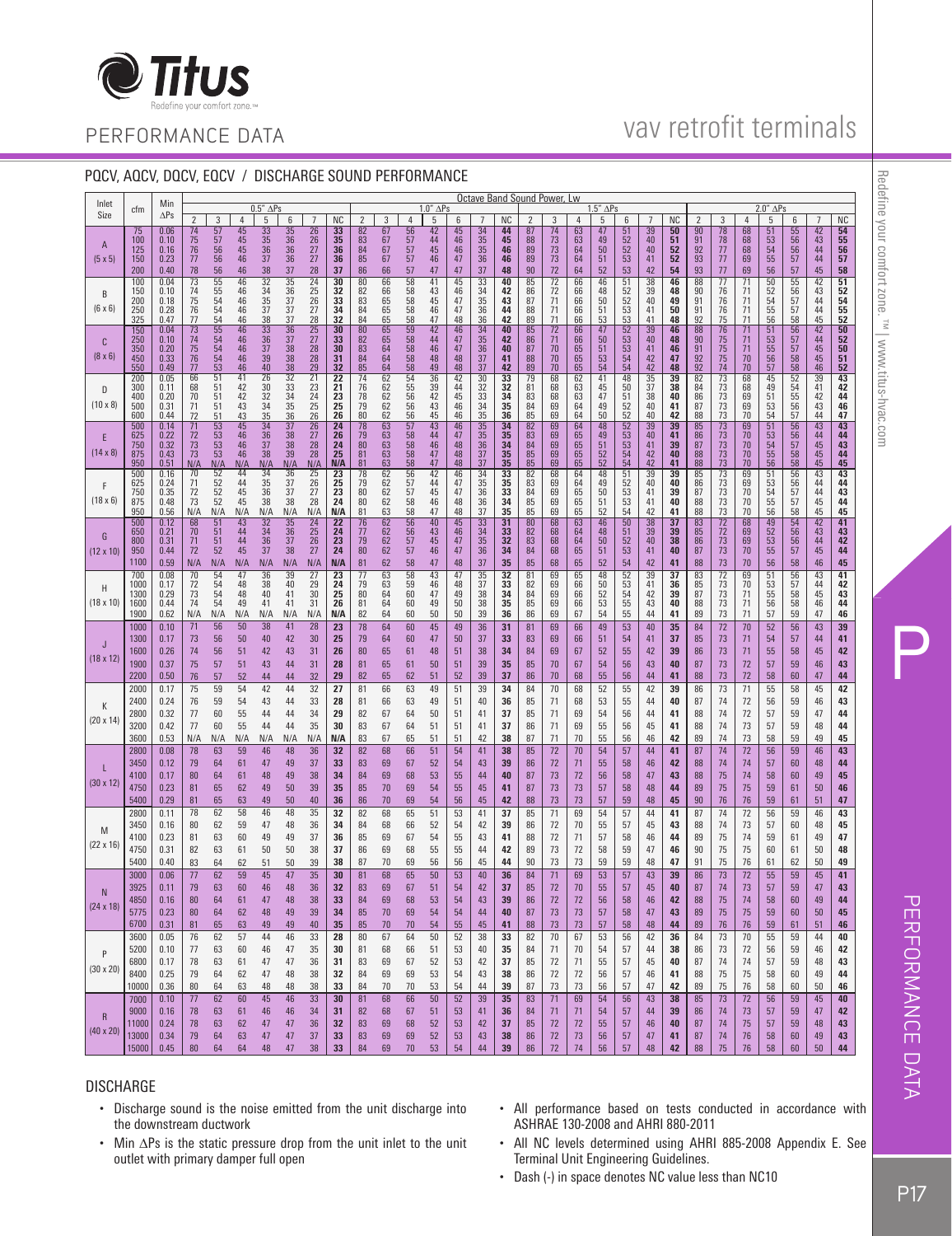# PERFORMANCE DATA

## vav retrofit terminals

### PQCV, AQCV, DQCV, EQCV / DISCHARGE SOUND PERFORMANCE

| Inlet Size | cfm | Min ΔPs | Octave Band Sound Power, Lw — 0.5" ΔPs | | | | | | | 1.0" ΔPs | | | | | | | 1.5" ΔPs | | | | | | | 2.0" ΔPs | | | | | | |
|---|---|---|---|---|---|---|---|---|---|---|---|---|---|---|---|---|---|---|---|---|---|---|---|---|---|---|---|---|---|---|
| | | | 2 | 3 | 4 | 5 | 6 | 7 | NC | 2 | 3 | 4 | 5 | 6 | 7 | NC | 2 | 3 | 4 | 5 | 6 | 7 | NC | 2 | 3 | 4 | 5 | 6 | 7 | NC |
| A (5 x 5) | 75 | 0.06 | 74 | 57 | 45 | 33 | 35 | 26 | 33 | 82 | 67 | 56 | 42 | 45 | 34 | 44 | 87 | 74 | 63 | 47 | 51 | 39 | 50 | 90 | 78 | 68 | 51 | 55 | 42 | 54 |
| | 100 | 0.10 | 75 | 57 | 45 | 35 | 36 | 26 | 35 | 83 | 67 | 57 | 44 | 46 | 35 | 45 | 88 | 73 | 63 | 49 | 52 | 40 | 51 | 91 | 78 | 68 | 53 | 56 | 43 | 55 |
| | 125 | 0.16 | 76 | 56 | 45 | 36 | 36 | 27 | 36 | 84 | 67 | 57 | 45 | 46 | 35 | 46 | 89 | 73 | 64 | 50 | 52 | 40 | 52 | 92 | 77 | 68 | 54 | 56 | 44 | 56 |
| | 150 | 0.23 | 77 | 56 | 46 | 37 | 36 | 27 | 36 | 85 | 67 | 57 | 46 | 47 | 36 | 46 | 89 | 73 | 64 | 51 | 53 | 41 | 52 | 93 | 77 | 69 | 55 | 57 | 44 | 57 |
| | 200 | 0.40 | 78 | 56 | 46 | 38 | 37 | 28 | 37 | 86 | 66 | 57 | 47 | 47 | 37 | 48 | 90 | 72 | 64 | 52 | 53 | 42 | 54 | 93 | 77 | 69 | 56 | 57 | 45 | 58 |
| B (6 x 6) | 100 | 0.04 | 73 | 55 | 46 | 32 | 35 | 24 | 30 | 80 | 66 | 58 | 41 | 45 | 33 | 40 | 85 | 72 | 66 | 46 | 51 | 38 | 46 | 88 | 77 | 71 | 50 | 55 | 42 | 51 |
| | 150 | 0.10 | 74 | 55 | 46 | 34 | 36 | 25 | 32 | 82 | 66 | 58 | 43 | 46 | 34 | 42 | 86 | 72 | 66 | 48 | 52 | 39 | 48 | 90 | 76 | 71 | 52 | 56 | 43 | 52 |
| | 200 | 0.18 | 75 | 54 | 46 | 35 | 37 | 26 | 33 | 83 | 65 | 58 | 45 | 47 | 35 | 43 | 87 | 71 | 66 | 50 | 52 | 40 | 49 | 91 | 76 | 71 | 54 | 57 | 44 | 54 |
| | 250 | 0.28 | 76 | 54 | 46 | 37 | 37 | 27 | 34 | 84 | 65 | 58 | 46 | 47 | 36 | 44 | 88 | 71 | 66 | 51 | 53 | 41 | 50 | 91 | 76 | 71 | 55 | 57 | 44 | 55 |
| | 325 | 0.47 | 77 | 54 | 46 | 38 | 37 | 28 | 32 | 84 | 65 | 58 | 47 | 48 | 36 | 42 | 89 | 71 | 66 | 53 | 53 | 41 | 48 | 92 | 75 | 71 | 56 | 58 | 45 | 52 |
| C (8 x 6) | 150 | 0.04 | 73 | 55 | 46 | 33 | 36 | 25 | 30 | 80 | 65 | 59 | 42 | 46 | 34 | 40 | 85 | 72 | 66 | 47 | 52 | 39 | 46 | 88 | 76 | 71 | 51 | 56 | 42 | 50 |
| | 250 | 0.10 | 74 | 54 | 46 | 36 | 37 | 27 | 33 | 82 | 65 | 58 | 44 | 47 | 35 | 42 | 86 | 71 | 66 | 50 | 53 | 40 | 48 | 90 | 75 | 71 | 53 | 57 | 44 | 52 |
| | 350 | 0.20 | 75 | 54 | 46 | 37 | 38 | 28 | 30 | 83 | 64 | 58 | 46 | 47 | 36 | 40 | 87 | 70 | 65 | 51 | 53 | 41 | 46 | 91 | 75 | 71 | 55 | 57 | 45 | 50 |
| | 450 | 0.33 | 76 | 54 | 46 | 39 | 38 | 28 | 31 | 84 | 64 | 58 | 48 | 48 | 37 | 41 | 88 | 70 | 65 | 53 | 54 | 42 | 47 | 92 | 75 | 70 | 56 | 58 | 45 | 51 |
| | 550 | 0.49 | 77 | 53 | 46 | 40 | 38 | 29 | 32 | 85 | 64 | 58 | 49 | 48 | 37 | 42 | 89 | 70 | 65 | 54 | 54 | 42 | 48 | 92 | 74 | 70 | 57 | 58 | 46 | 52 |
| D (10 x 8) | 200 | 0.05 | 66 | 51 | 41 | 26 | 32 | 21 | 22 | 74 | 62 | 54 | 36 | 42 | 30 | 33 | 79 | 68 | 62 | 41 | 48 | 35 | 39 | 82 | 73 | 68 | 45 | 52 | 39 | 43 |
| | 300 | 0.11 | 68 | 51 | 42 | 30 | 33 | 23 | 21 | 76 | 62 | 55 | 39 | 44 | 32 | 32 | 81 | 68 | 63 | 45 | 50 | 37 | 38 | 84 | 73 | 68 | 49 | 54 | 41 | 42 |
| | 400 | 0.20 | 70 | 51 | 42 | 32 | 34 | 24 | 23 | 78 | 62 | 56 | 42 | 45 | 33 | 34 | 83 | 68 | 63 | 47 | 51 | 38 | 40 | 86 | 73 | 69 | 51 | 55 | 42 | 44 |
| | 500 | 0.31 | 71 | 51 | 43 | 34 | 35 | 25 | 25 | 79 | 62 | 56 | 43 | 46 | 34 | 35 | 84 | 69 | 64 | 49 | 52 | 40 | 41 | 87 | 73 | 69 | 53 | 56 | 43 | 46 |
| | 600 | 0.44 | 72 | 51 | 43 | 35 | 36 | 26 | 26 | 80 | 62 | 56 | 45 | 46 | 35 | 36 | 85 | 69 | 64 | 50 | 52 | 40 | 42 | 88 | 73 | 70 | 54 | 57 | 44 | 47 |
| E (14 x 8) | 500 | 0.14 | 71 | 53 | 45 | 34 | 37 | 26 | 24 | 78 | 63 | 57 | 43 | 46 | 35 | 34 | 82 | 69 | 64 | 48 | 52 | 39 | 39 | 85 | 73 | 69 | 51 | 56 | 43 | 43 |
| | 625 | 0.22 | 72 | 53 | 46 | 36 | 38 | 27 | 26 | 79 | 63 | 58 | 44 | 47 | 35 | 35 | 83 | 69 | 65 | 49 | 53 | 40 | 41 | 86 | 73 | 70 | 53 | 56 | 44 | 44 |
| | 750 | 0.32 | 73 | 53 | 46 | 37 | 38 | 28 | 24 | 80 | 63 | 58 | 46 | 48 | 36 | 34 | 83 | 68 | 65 | 51 | 53 | 41 | 39 | 87 | 73 | 70 | 54 | 57 | 45 | 43 |
| | 875 | 0.43 | 73 | 53 | 46 | 38 | 39 | 28 | 25 | 81 | 63 | 58 | 47 | 48 | 37 | 35 | 84 | 69 | 65 | 52 | 54 | 42 | 40 | 88 | 73 | 70 | 55 | 58 | 45 | 44 |
| | 950 | 0.51 | N/A | N/A | N/A | N/A | N/A | N/A | N/A | 81 | 63 | 58 | 47 | 48 | 37 | 35 | 85 | 69 | 65 | 52 | 54 | 42 | 41 | 88 | 73 | 70 | 56 | 58 | 45 | 45 |
| F (18 x 6) | 500 | 0.16 | 70 | 52 | 44 | 34 | 36 | 25 | 23 | 78 | 62 | 56 | 42 | 46 | 34 | 33 | 82 | 68 | 64 | 48 | 51 | 39 | 39 | 85 | 73 | 69 | 51 | 56 | 43 | 43 |
| | 625 | 0.24 | 71 | 52 | 44 | 35 | 37 | 26 | 25 | 79 | 62 | 57 | 44 | 47 | 35 | 35 | 83 | 69 | 64 | 49 | 52 | 40 | 40 | 86 | 73 | 69 | 53 | 56 | 44 | 44 |
| | 750 | 0.35 | 72 | 52 | 45 | 36 | 37 | 27 | 23 | 80 | 62 | 57 | 45 | 47 | 36 | 33 | 84 | 69 | 65 | 50 | 53 | 41 | 39 | 87 | 73 | 70 | 54 | 57 | 44 | 43 |
| | 875 | 0.48 | 73 | 52 | 45 | 38 | 38 | 28 | 24 | 80 | 62 | 58 | 46 | 48 | 36 | 34 | 85 | 69 | 65 | 51 | 53 | 41 | 40 | 88 | 73 | 70 | 55 | 57 | 45 | 44 |
| | 950 | 0.56 | N/A | N/A | N/A | N/A | N/A | N/A | N/A | 81 | 63 | 58 | 47 | 48 | 37 | 35 | 85 | 69 | 65 | 52 | 54 | 42 | 41 | 88 | 73 | 70 | 56 | 58 | 45 | 45 |
| G (12 x 10) | 500 | 0.12 | 68 | 51 | 43 | 32 | 35 | 24 | 22 | 76 | 62 | 56 | 40 | 45 | 33 | 31 | 80 | 68 | 63 | 46 | 50 | 38 | 37 | 83 | 72 | 68 | 49 | 54 | 42 | 41 |
| | 650 | 0.21 | 70 | 51 | 44 | 34 | 36 | 25 | 24 | 77 | 62 | 56 | 43 | 46 | 34 | 33 | 82 | 68 | 64 | 48 | 51 | 39 | 39 | 85 | 72 | 69 | 52 | 56 | 43 | 43 |
| | 800 | 0.31 | 71 | 51 | 44 | 36 | 37 | 26 | 23 | 79 | 62 | 57 | 45 | 47 | 36 | 32 | 83 | 68 | 64 | 50 | 52 | 40 | 38 | 86 | 73 | 69 | 53 | 56 | 44 | 42 |
| | 950 | 0.44 | 72 | 52 | 45 | 37 | 38 | 27 | 24 | 80 | 62 | 57 | 46 | 47 | 36 | 34 | 84 | 68 | 65 | 51 | 53 | 41 | 40 | 87 | 73 | 70 | 55 | 57 | 45 | 44 |
| | 1100 | 0.59 | N/A | N/A | N/A | N/A | N/A | N/A | N/A | 81 | 62 | 58 | 47 | 48 | 37 | 35 | 85 | 68 | 65 | 52 | 54 | 42 | 41 | 88 | 73 | 70 | 56 | 58 | 46 | 45 |
| H (18 x 10) | 700 | 0.08 | 70 | 54 | 47 | 36 | 39 | 27 | 23 | 77 | 63 | 58 | 43 | 47 | 35 | 32 | 81 | 69 | 65 | 48 | 52 | 39 | 37 | 83 | 72 | 69 | 51 | 56 | 43 | 41 |
| | 1000 | 0.17 | 72 | 54 | 48 | 38 | 40 | 29 | 24 | 79 | 63 | 59 | 46 | 48 | 37 | 33 | 82 | 69 | 66 | 50 | 53 | 41 | 38 | 85 | 73 | 70 | 53 | 57 | 44 | 42 |
| | 1300 | 0.29 | 73 | 54 | 48 | 40 | 41 | 30 | 25 | 80 | 64 | 60 | 47 | 49 | 38 | 34 | 84 | 69 | 66 | 52 | 54 | 42 | 39 | 87 | 73 | 71 | 55 | 58 | 45 | 43 |
| | 1600 | 0.44 | 74 | 54 | 49 | 41 | 41 | 31 | 26 | 81 | 64 | 60 | 49 | 50 | 38 | 35 | 85 | 69 | 66 | 53 | 55 | 43 | 40 | 88 | 73 | 71 | 56 | 58 | 46 | 44 |
| | 1900 | 0.62 | N/A | N/A | N/A | N/A | N/A | N/A | N/A | 82 | 64 | 60 | 50 | 50 | 39 | 36 | 86 | 69 | 67 | 54 | 55 | 44 | 41 | 89 | 73 | 71 | 57 | 59 | 47 | 46 |
| J (18 x 12) | 1000 | 0.10 | 71 | 56 | 50 | 38 | 41 | 28 | 23 | 78 | 64 | 60 | 45 | 49 | 36 | 31 | 81 | 69 | 66 | 49 | 53 | 40 | 35 | 84 | 72 | 70 | 52 | 56 | 43 | 39 |
| | 1300 | 0.17 | 73 | 56 | 50 | 40 | 42 | 30 | 25 | 79 | 64 | 60 | 47 | 50 | 37 | 33 | 83 | 69 | 66 | 51 | 54 | 41 | 37 | 85 | 73 | 71 | 54 | 57 | 44 | 41 |
| | 1600 | 0.26 | 74 | 56 | 51 | 42 | 43 | 31 | 26 | 80 | 64 | 61 | 48 | 51 | 38 | 34 | 84 | 69 | 67 | 52 | 55 | 42 | 39 | 86 | 73 | 71 | 55 | 58 | 45 | 42 |
| | 1900 | 0.37 | 75 | 57 | 51 | 43 | 44 | 31 | 28 | 81 | 65 | 61 | 50 | 51 | 39 | 35 | 85 | 70 | 67 | 54 | 56 | 43 | 40 | 87 | 73 | 72 | 57 | 59 | 46 | 43 |
| | 2200 | 0.50 | 76 | 57 | 52 | 44 | 44 | 32 | 29 | 82 | 65 | 62 | 51 | 52 | 39 | 37 | 86 | 70 | 68 | 55 | 56 | 44 | 41 | 88 | 73 | 72 | 58 | 60 | 47 | 44 |
| K (20 x 14) | 2000 | 0.17 | 75 | 59 | 54 | 42 | 44 | 32 | 27 | 81 | 66 | 63 | 49 | 51 | 39 | 34 | 84 | 70 | 68 | 52 | 55 | 42 | 39 | 86 | 73 | 71 | 55 | 58 | 45 | 42 |
| | 2400 | 0.24 | 76 | 59 | 54 | 43 | 44 | 33 | 28 | 81 | 66 | 63 | 49 | 51 | 40 | 36 | 85 | 71 | 68 | 53 | 55 | 44 | 40 | 87 | 74 | 72 | 56 | 59 | 46 | 43 |
| | 2800 | 0.32 | 77 | 60 | 55 | 44 | 44 | 34 | 29 | 82 | 67 | 64 | 50 | 51 | 41 | 37 | 85 | 71 | 69 | 54 | 56 | 44 | 41 | 88 | 74 | 72 | 57 | 59 | 47 | 44 |
| | 3200 | 0.42 | 77 | 60 | 55 | 44 | 44 | 35 | 30 | 83 | 67 | 64 | 51 | 51 | 41 | 37 | 86 | 71 | 69 | 55 | 56 | 45 | 41 | 88 | 74 | 73 | 57 | 59 | 48 | 44 |
| | 3600 | 0.53 | N/A | N/A | N/A | N/A | N/A | N/A | N/A | 83 | 67 | 65 | 51 | 51 | 42 | 38 | 87 | 71 | 70 | 55 | 56 | 46 | 42 | 89 | 74 | 73 | 58 | 59 | 49 | 45 |
| L (30 x 12) | 2800 | 0.08 | 78 | 63 | 59 | 46 | 48 | 36 | 32 | 82 | 68 | 66 | 51 | 54 | 41 | 38 | 85 | 72 | 70 | 54 | 57 | 44 | 41 | 87 | 74 | 72 | 56 | 59 | 46 | 43 |
| | 3450 | 0.12 | 79 | 64 | 61 | 47 | 49 | 37 | 33 | 83 | 69 | 67 | 52 | 54 | 43 | 39 | 86 | 72 | 71 | 55 | 58 | 46 | 42 | 88 | 74 | 74 | 57 | 60 | 48 | 44 |
| | 4100 | 0.17 | 80 | 64 | 61 | 48 | 49 | 38 | 34 | 84 | 69 | 68 | 53 | 55 | 44 | 40 | 87 | 73 | 72 | 56 | 58 | 47 | 43 | 88 | 75 | 74 | 58 | 60 | 49 | 45 |
| | 4750 | 0.23 | 81 | 65 | 62 | 49 | 50 | 39 | 35 | 85 | 70 | 69 | 54 | 55 | 45 | 41 | 87 | 73 | 73 | 57 | 58 | 48 | 44 | 89 | 75 | 75 | 59 | 61 | 50 | 46 |
| | 5400 | 0.29 | 81 | 65 | 63 | 49 | 50 | 40 | 36 | 86 | 70 | 69 | 54 | 56 | 45 | 42 | 88 | 73 | 73 | 57 | 59 | 48 | 45 | 90 | 76 | 76 | 59 | 61 | 51 | 47 |
| M (22 x 16) | 2800 | 0.11 | 78 | 62 | 58 | 46 | 48 | 35 | 32 | 82 | 68 | 65 | 51 | 53 | 41 | 37 | 85 | 71 | 69 | 54 | 57 | 44 | 41 | 87 | 74 | 72 | 56 | 59 | 46 | 43 |
| | 3450 | 0.16 | 80 | 62 | 59 | 47 | 48 | 36 | 34 | 84 | 68 | 66 | 52 | 54 | 42 | 39 | 86 | 72 | 70 | 55 | 57 | 45 | 43 | 88 | 74 | 73 | 57 | 60 | 48 | 45 |
| | 4100 | 0.23 | 81 | 63 | 60 | 49 | 49 | 37 | 36 | 85 | 69 | 67 | 54 | 55 | 43 | 41 | 88 | 72 | 71 | 57 | 58 | 46 | 44 | 89 | 75 | 74 | 59 | 61 | 49 | 47 |
| | 4750 | 0.31 | 82 | 63 | 61 | 50 | 50 | 38 | 37 | 86 | 69 | 68 | 55 | 55 | 44 | 42 | 89 | 73 | 72 | 58 | 59 | 47 | 46 | 90 | 75 | 75 | 60 | 61 | 50 | 48 |
| | 5400 | 0.40 | 83 | 64 | 62 | 51 | 50 | 39 | 38 | 87 | 70 | 69 | 56 | 56 | 45 | 44 | 90 | 73 | 73 | 59 | 59 | 48 | 47 | 91 | 75 | 76 | 61 | 62 | 50 | 49 |
| N (24 x 18) | 3000 | 0.06 | 77 | 62 | 59 | 45 | 47 | 35 | 30 | 81 | 68 | 65 | 50 | 53 | 40 | 36 | 84 | 71 | 69 | 53 | 57 | 43 | 39 | 86 | 73 | 72 | 55 | 59 | 45 | 41 |
| | 3925 | 0.11 | 79 | 63 | 60 | 46 | 48 | 36 | 32 | 83 | 69 | 67 | 51 | 54 | 42 | 37 | 85 | 72 | 70 | 55 | 57 | 45 | 40 | 87 | 74 | 73 | 57 | 59 | 47 | 43 |
| | 4850 | 0.16 | 80 | 64 | 61 | 47 | 48 | 38 | 33 | 84 | 69 | 68 | 52 | 54 | 43 | 39 | 86 | 72 | 72 | 56 | 58 | 46 | 42 | 88 | 75 | 74 | 58 | 60 | 49 | 44 |
| | 5775 | 0.23 | 80 | 64 | 62 | 48 | 49 | 39 | 34 | 85 | 70 | 69 | 54 | 54 | 44 | 40 | 87 | 73 | 73 | 57 | 58 | 47 | 43 | 89 | 75 | 75 | 59 | 60 | 50 | 45 |
| | 6700 | 0.31 | 81 | 65 | 63 | 49 | 49 | 40 | 35 | 85 | 70 | 70 | 54 | 55 | 45 | 41 | 88 | 73 | 73 | 57 | 58 | 48 | 44 | 89 | 76 | 76 | 59 | 61 | 51 | 46 |
| P (30 x 20) | 3600 | 0.05 | 76 | 62 | 57 | 44 | 46 | 33 | 28 | 80 | 67 | 64 | 50 | 52 | 38 | 33 | 82 | 70 | 67 | 53 | 56 | 42 | 36 | 84 | 73 | 70 | 55 | 59 | 44 | 40 |
| | 5200 | 0.10 | 77 | 63 | 60 | 46 | 47 | 35 | 30 | 81 | 68 | 66 | 51 | 53 | 40 | 35 | 84 | 71 | 70 | 54 | 57 | 44 | 38 | 86 | 73 | 72 | 56 | 59 | 46 | 42 |
| | 6800 | 0.17 | 78 | 63 | 61 | 47 | 47 | 36 | 31 | 83 | 69 | 67 | 52 | 53 | 42 | 37 | 85 | 72 | 71 | 55 | 57 | 45 | 40 | 87 | 74 | 74 | 57 | 59 | 48 | 43 |
| | 8400 | 0.25 | 79 | 64 | 62 | 47 | 48 | 38 | 32 | 84 | 69 | 69 | 53 | 54 | 43 | 38 | 86 | 72 | 72 | 56 | 57 | 46 | 41 | 88 | 75 | 75 | 58 | 60 | 49 | 44 |
| | 10000 | 0.36 | 80 | 64 | 63 | 48 | 48 | 38 | 33 | 84 | 70 | 70 | 53 | 54 | 44 | 39 | 87 | 73 | 73 | 56 | 57 | 47 | 42 | 89 | 75 | 76 | 58 | 60 | 50 | 46 |
| R (40 x 20) | 7000 | 0.10 | 77 | 62 | 60 | 45 | 46 | 33 | 30 | 81 | 68 | 66 | 50 | 52 | 39 | 35 | 83 | 71 | 69 | 54 | 56 | 43 | 38 | 85 | 73 | 72 | 56 | 59 | 45 | 40 |
| | 9000 | 0.16 | 78 | 63 | 61 | 46 | 46 | 34 | 31 | 82 | 68 | 67 | 51 | 53 | 41 | 36 | 84 | 71 | 71 | 54 | 57 | 44 | 39 | 86 | 74 | 73 | 57 | 59 | 47 | 42 |
| | 11000 | 0.24 | 78 | 63 | 62 | 47 | 47 | 36 | 32 | 83 | 69 | 68 | 52 | 53 | 42 | 37 | 85 | 72 | 72 | 55 | 57 | 46 | 40 | 87 | 74 | 75 | 57 | 59 | 48 | 43 |
| | 13000 | 0.34 | 79 | 64 | 63 | 47 | 47 | 37 | 33 | 83 | 69 | 69 | 52 | 53 | 43 | 38 | 86 | 72 | 73 | 56 | 57 | 47 | 41 | 87 | 74 | 76 | 58 | 60 | 49 | 43 |
| | 15000 | 0.45 | 80 | 64 | 64 | 48 | 47 | 38 | 33 | 84 | 69 | 70 | 53 | 54 | 44 | 39 | 86 | 72 | 74 | 56 | 57 | 48 | 42 | 88 | 75 | 76 | 58 | 60 | 50 | 44 |

### DISCHARGE

- Discharge sound is the noise emitted from the unit discharge into the downstream ductwork
- Min ΔPs is the static pressure drop from the unit inlet to the unit outlet with primary damper full open
- All performance based on tests conducted in accordance with ASHRAE 130-2008 and AHRI 880-2011
- All NC levels determined using AHRI 885-2008 Appendix E. See Terminal Unit Engineering Guidelines.
- Dash (-) in space denotes NC value less than NC10